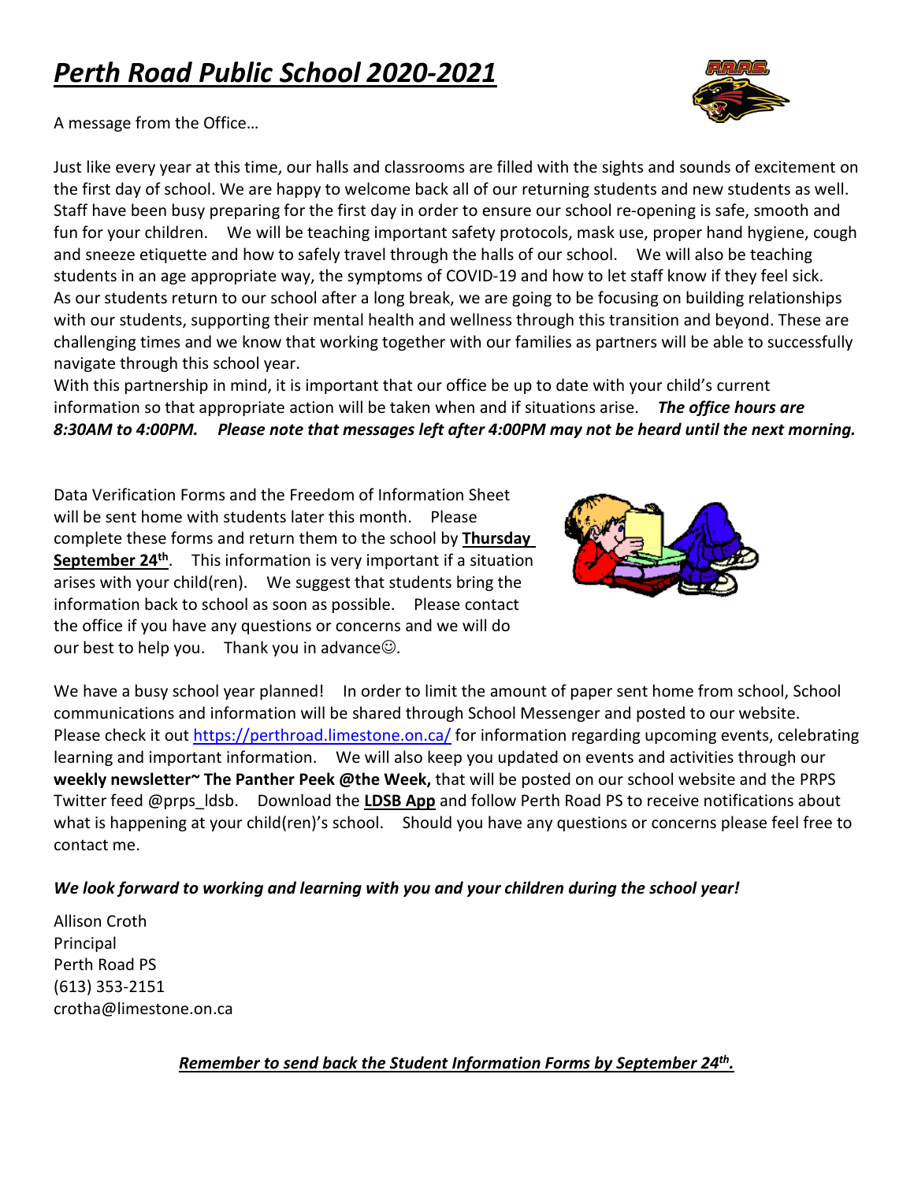# ***Perth Road Public School 2020-2021***

A message from the Office…

Just like every year at this time, our halls and classrooms are filled with the sights and sounds of excitement on the first day of school. We are happy to welcome back all of our returning students and new students as well. Staff have been busy preparing for the first day in order to ensure our school re-opening is safe, smooth and fun for your children. We will be teaching important safety protocols, mask use, proper hand hygiene, cough and sneeze etiquette and how to safely travel through the halls of our school. We will also be teaching students in an age appropriate way, the symptoms of COVID-19 and how to let staff know if they feel sick. As our students return to our school after a long break, we are going to be focusing on building relationships with our students, supporting their mental health and wellness through this transition and beyond. These are challenging times and we know that working together with our families as partners will be able to successfully navigate through this school year.

With this partnership in mind, it is important that our office be up to date with your child's current information so that appropriate action will be taken when and if situations arise. ***The office hours are 8:30AM to 4:00PM. Please note that messages left after 4:00PM may not be heard until the next morning.***

Data Verification Forms and the Freedom of Information Sheet will be sent home with students later this month. Please complete these forms and return them to the school by **Thursday September 24th**. This information is very important if a situation arises with your child(ren). We suggest that students bring the information back to school as soon as possible. Please contact the office if you have any questions or concerns and we will do our best to help you. Thank you in advance☺.

We have a busy school year planned! In order to limit the amount of paper sent home from school, School communications and information will be shared through School Messenger and posted to our website. Please check it out https://perthroad.limestone.on.ca/ for information regarding upcoming events, celebrating learning and important information. We will also keep you updated on events and activities through our **weekly newsletter~ The Panther Peek @the Week,** that will be posted on our school website and the PRPS Twitter feed @prps_ldsb. Download the **LDSB App** and follow Perth Road PS to receive notifications about what is happening at your child(ren)'s school. Should you have any questions or concerns please feel free to contact me.

***We look forward to working and learning with you and your children during the school year!***

Allison Croth
Principal
Perth Road PS
(613) 353-2151
crotha@limestone.on.ca

***Remember to send back the Student Information Forms by September 24th.***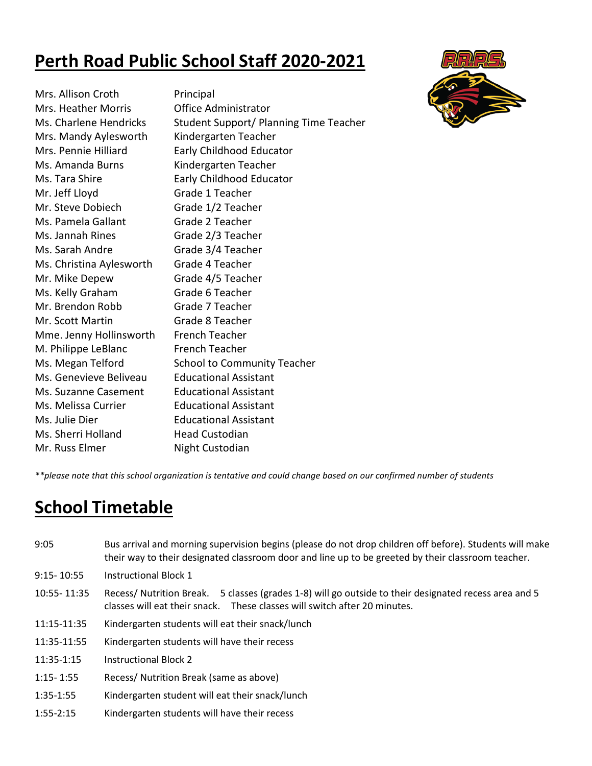## Perth Road Public School Staff 2020-2021

| | |
|---|---|
| Mrs. Allison Croth | Principal |
| Mrs. Heather Morris | Office Administrator |
| Ms. Charlene Hendricks | Student Support/ Planning Time Teacher |
| Mrs. Mandy Aylesworth | Kindergarten Teacher |
| Mrs. Pennie Hilliard | Early Childhood Educator |
| Ms. Amanda Burns | Kindergarten Teacher |
| Ms. Tara Shire | Early Childhood Educator |
| Mr. Jeff Lloyd | Grade 1 Teacher |
| Mr. Steve Dobiech | Grade 1/2 Teacher |
| Ms. Pamela Gallant | Grade 2 Teacher |
| Ms. Jannah Rines | Grade 2/3 Teacher |
| Ms. Sarah Andre | Grade 3/4 Teacher |
| Ms. Christina Aylesworth | Grade 4 Teacher |
| Mr. Mike Depew | Grade 4/5 Teacher |
| Ms. Kelly Graham | Grade 6 Teacher |
| Mr. Brendon Robb | Grade 7 Teacher |
| Mr. Scott Martin | Grade 8 Teacher |
| Mme. Jenny Hollinsworth | French Teacher |
| M. Philippe LeBlanc | French Teacher |
| Ms. Megan Telford | School to Community Teacher |
| Ms. Genevieve Beliveau | Educational Assistant |
| Ms. Suzanne Casement | Educational Assistant |
| Ms. Melissa Currier | Educational Assistant |
| Ms. Julie Dier | Educational Assistant |
| Ms. Sherri Holland | Head Custodian |
| Mr. Russ Elmer | Night Custodian |

*\*\*please note that this school organization is tentative and could change based on our confirmed number of students*

## School Timetable

| | |
|---|---|
| 9:05 | Bus arrival and morning supervision begins (please do not drop children off before). Students will make their way to their designated classroom door and line up to be greeted by their classroom teacher. |
| 9:15- 10:55 | Instructional Block 1 |
| 10:55- 11:35 | Recess/ Nutrition Break. 5 classes (grades 1-8) will go outside to their designated recess area and 5 classes will eat their snack. These classes will switch after 20 minutes. |
| 11:15-11:35 | Kindergarten students will eat their snack/lunch |
| 11:35-11:55 | Kindergarten students will have their recess |
| 11:35-1:15 | Instructional Block 2 |
| 1:15- 1:55 | Recess/ Nutrition Break (same as above) |
| 1:35-1:55 | Kindergarten student will eat their snack/lunch |
| 1:55-2:15 | Kindergarten students will have their recess |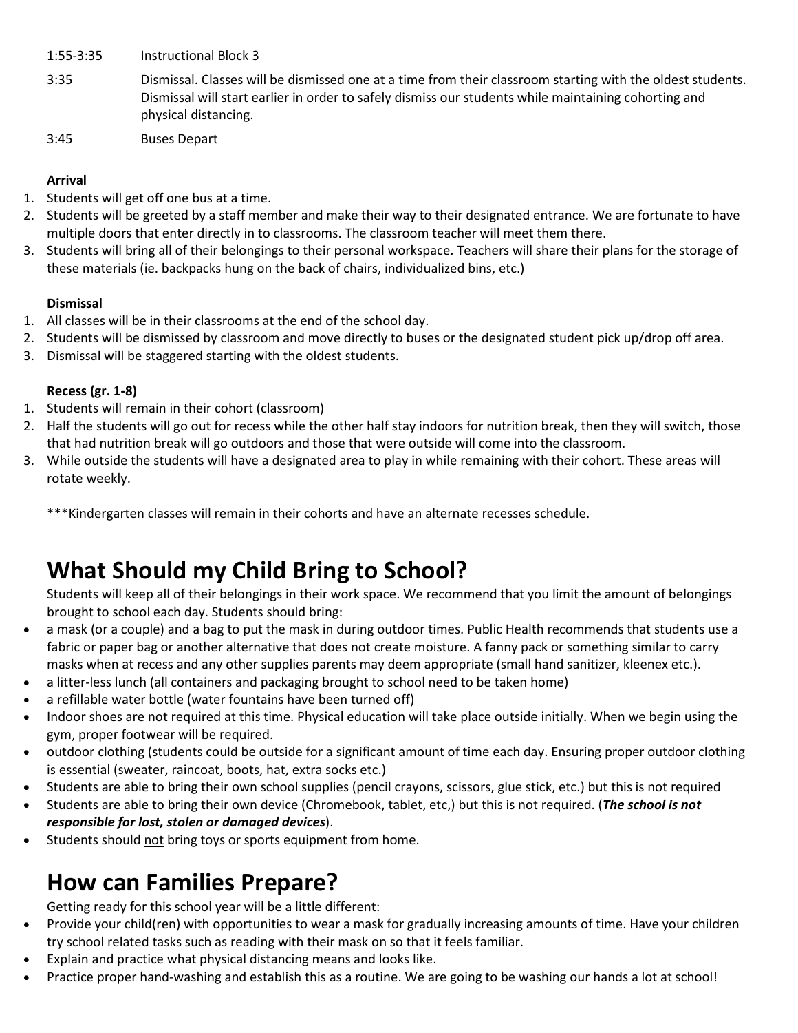| | |
|---|---|
| 1:55-3:35 | Instructional Block 3 |
| 3:35 | Dismissal. Classes will be dismissed one at a time from their classroom starting with the oldest students. Dismissal will start earlier in order to safely dismiss our students while maintaining cohorting and physical distancing. |
| 3:45 | Buses Depart |

**Arrival**

1. Students will get off one bus at a time.
2. Students will be greeted by a staff member and make their way to their designated entrance. We are fortunate to have multiple doors that enter directly in to classrooms. The classroom teacher will meet them there.
3. Students will bring all of their belongings to their personal workspace. Teachers will share their plans for the storage of these materials (ie. backpacks hung on the back of chairs, individualized bins, etc.)

**Dismissal**

1. All classes will be in their classrooms at the end of the school day.
2. Students will be dismissed by classroom and move directly to buses or the designated student pick up/drop off area.
3. Dismissal will be staggered starting with the oldest students.

**Recess (gr. 1-8)**

1. Students will remain in their cohort (classroom)
2. Half the students will go out for recess while the other half stay indoors for nutrition break, then they will switch, those that had nutrition break will go outdoors and those that were outside will come into the classroom.
3. While outside the students will have a designated area to play in while remaining with their cohort. These areas will rotate weekly.

***Kindergarten classes will remain in their cohorts and have an alternate recesses schedule.

# What Should my Child Bring to School?

Students will keep all of their belongings in their work space. We recommend that you limit the amount of belongings brought to school each day. Students should bring:

- a mask (or a couple) and a bag to put the mask in during outdoor times. Public Health recommends that students use a fabric or paper bag or another alternative that does not create moisture. A fanny pack or something similar to carry masks when at recess and any other supplies parents may deem appropriate (small hand sanitizer, kleenex etc.).
- a litter-less lunch (all containers and packaging brought to school need to be taken home)
- a refillable water bottle (water fountains have been turned off)
- Indoor shoes are not required at this time. Physical education will take place outside initially. When we begin using the gym, proper footwear will be required.
- outdoor clothing (students could be outside for a significant amount of time each day. Ensuring proper outdoor clothing is essential (sweater, raincoat, boots, hat, extra socks etc.)
- Students are able to bring their own school supplies (pencil crayons, scissors, glue stick, etc.) but this is not required
- Students are able to bring their own device (Chromebook, tablet, etc,) but this is not required. (***The school is not responsible for lost, stolen or damaged devices***).
- Students should <u>not</u> bring toys or sports equipment from home.

# How can Families Prepare?

Getting ready for this school year will be a little different:

- Provide your child(ren) with opportunities to wear a mask for gradually increasing amounts of time. Have your children try school related tasks such as reading with their mask on so that it feels familiar.
- Explain and practice what physical distancing means and looks like.
- Practice proper hand-washing and establish this as a routine. We are going to be washing our hands a lot at school!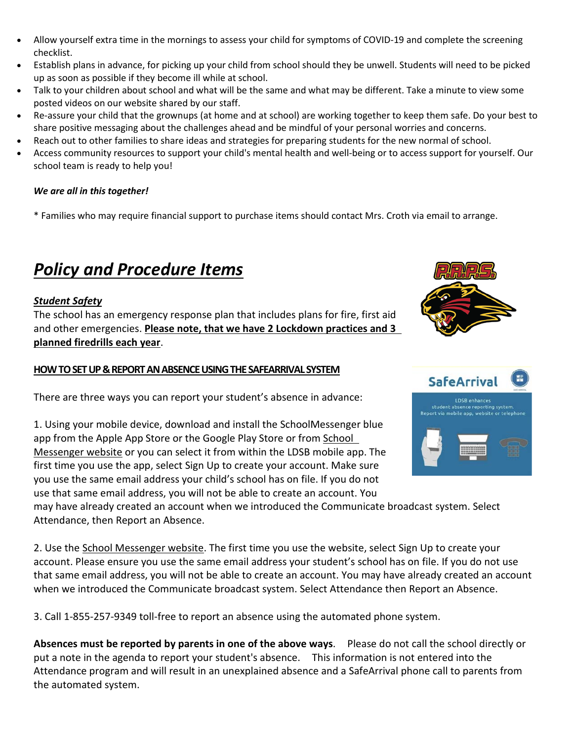- Allow yourself extra time in the mornings to assess your child for symptoms of COVID-19 and complete the screening checklist.
- Establish plans in advance, for picking up your child from school should they be unwell. Students will need to be picked up as soon as possible if they become ill while at school.
- Talk to your children about school and what will be the same and what may be different. Take a minute to view some posted videos on our website shared by our staff.
- Re-assure your child that the grownups (at home and at school) are working together to keep them safe. Do your best to share positive messaging about the challenges ahead and be mindful of your personal worries and concerns.
- Reach out to other families to share ideas and strategies for preparing students for the new normal of school.
- Access community resources to support your child's mental health and well-being or to access support for yourself. Our school team is ready to help you!

***We are all in this together!***

\* Families who may require financial support to purchase items should contact Mrs. Croth via email to arrange.

## ***Policy and Procedure Items***

### ***Student Safety***

The school has an emergency response plan that includes plans for fire, first aid and other emergencies. **Please note, that we have 2 Lockdown practices and 3 planned firedrills each year**.

### **HOW TO SET UP & REPORT AN ABSENCE USING THE SAFEARRIVAL SYSTEM**

There are three ways you can report your student's absence in advance:

1. Using your mobile device, download and install the SchoolMessenger blue app from the Apple App Store or the Google Play Store or from School Messenger website or you can select it from within the LDSB mobile app. The first time you use the app, select Sign Up to create your account. Make sure you use the same email address your child's school has on file. If you do not use that same email address, you will not be able to create an account. You may have already created an account when we introduced the Communicate broadcast system. Select Attendance, then Report an Absence.

2. Use the School Messenger website. The first time you use the website, select Sign Up to create your account. Please ensure you use the same email address your student's school has on file. If you do not use that same email address, you will not be able to create an account. You may have already created an account when we introduced the Communicate broadcast system. Select Attendance then Report an Absence.

3. Call 1-855-257-9349 toll-free to report an absence using the automated phone system.

**Absences must be reported by parents in one of the above ways**. Please do not call the school directly or put a note in the agenda to report your student's absence. This information is not entered into the Attendance program and will result in an unexplained absence and a SafeArrival phone call to parents from the automated system.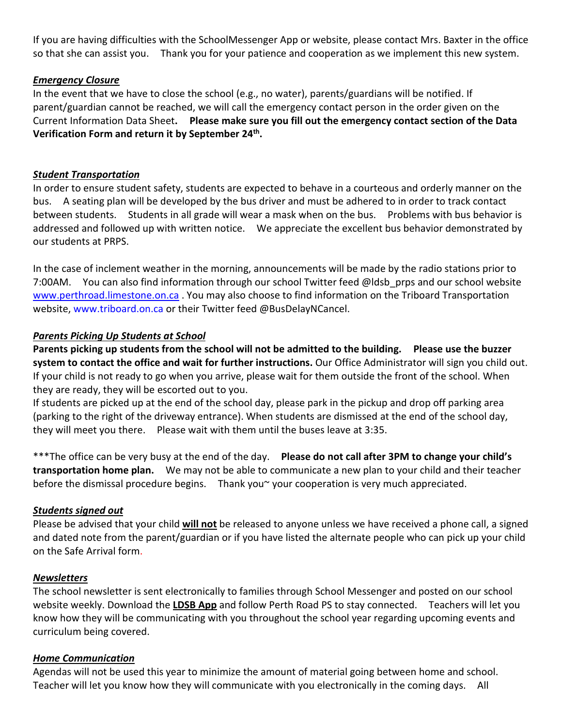If you are having difficulties with the SchoolMessenger App or website, please contact Mrs. Baxter in the office so that she can assist you. Thank you for your patience and cooperation as we implement this new system.

***Emergency Closure***

In the event that we have to close the school (e.g., no water), parents/guardians will be notified. If parent/guardian cannot be reached, we will call the emergency contact person in the order given on the Current Information Data Sheet**. Please make sure you fill out the emergency contact section of the Data Verification Form and return it by September 24th.**

***Student Transportation***

In order to ensure student safety, students are expected to behave in a courteous and orderly manner on the bus. A seating plan will be developed by the bus driver and must be adhered to in order to track contact between students. Students in all grade will wear a mask when on the bus. Problems with bus behavior is addressed and followed up with written notice. We appreciate the excellent bus behavior demonstrated by our students at PRPS.

In the case of inclement weather in the morning, announcements will be made by the radio stations prior to 7:00AM. You can also find information through our school Twitter feed @ldsb_prps and our school website www.perthroad.limestone.on.ca . You may also choose to find information on the Triboard Transportation website, www.triboard.on.ca or their Twitter feed @BusDelayNCancel.

***Parents Picking Up Students at School***

**Parents picking up students from the school will not be admitted to the building. Please use the buzzer system to contact the office and wait for further instructions.** Our Office Administrator will sign you child out. If your child is not ready to go when you arrive, please wait for them outside the front of the school. When they are ready, they will be escorted out to you.

If students are picked up at the end of the school day, please park in the pickup and drop off parking area (parking to the right of the driveway entrance). When students are dismissed at the end of the school day, they will meet you there. Please wait with them until the buses leave at 3:35.

***The office can be very busy at the end of the day. **Please do not call after 3PM to change your child's transportation home plan.** We may not be able to communicate a new plan to your child and their teacher before the dismissal procedure begins. Thank you~ your cooperation is very much appreciated.

***Students signed out***

Please be advised that your child **will not** be released to anyone unless we have received a phone call, a signed and dated note from the parent/guardian or if you have listed the alternate people who can pick up your child on the Safe Arrival form.

***Newsletters***

The school newsletter is sent electronically to families through School Messenger and posted on our school website weekly. Download the **LDSB App** and follow Perth Road PS to stay connected. Teachers will let you know how they will be communicating with you throughout the school year regarding upcoming events and curriculum being covered.

***Home Communication***

Agendas will not be used this year to minimize the amount of material going between home and school. Teacher will let you know how they will communicate with you electronically in the coming days. All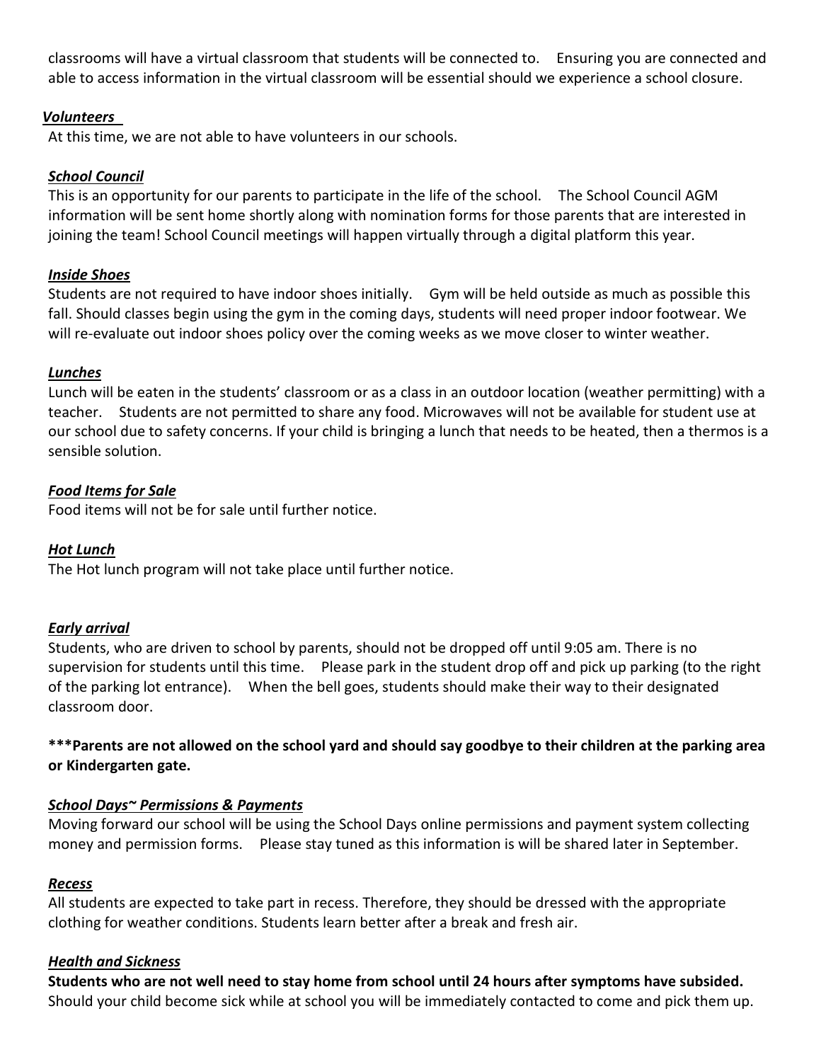classrooms will have a virtual classroom that students will be connected to. Ensuring you are connected and able to access information in the virtual classroom will be essential should we experience a school closure.

***Volunteers***

At this time, we are not able to have volunteers in our schools.

***School Council***

This is an opportunity for our parents to participate in the life of the school. The School Council AGM information will be sent home shortly along with nomination forms for those parents that are interested in joining the team! School Council meetings will happen virtually through a digital platform this year.

***Inside Shoes***

Students are not required to have indoor shoes initially. Gym will be held outside as much as possible this fall. Should classes begin using the gym in the coming days, students will need proper indoor footwear. We will re-evaluate out indoor shoes policy over the coming weeks as we move closer to winter weather.

***Lunches***

Lunch will be eaten in the students' classroom or as a class in an outdoor location (weather permitting) with a teacher. Students are not permitted to share any food. Microwaves will not be available for student use at our school due to safety concerns. If your child is bringing a lunch that needs to be heated, then a thermos is a sensible solution.

***Food Items for Sale***

Food items will not be for sale until further notice.

***Hot Lunch***

The Hot lunch program will not take place until further notice.

***Early arrival***

Students, who are driven to school by parents, should not be dropped off until 9:05 am. There is no supervision for students until this time. Please park in the student drop off and pick up parking (to the right of the parking lot entrance). When the bell goes, students should make their way to their designated classroom door.

**\*\*\*Parents are not allowed on the school yard and should say goodbye to their children at the parking area or Kindergarten gate.**

***School Days~ Permissions & Payments***

Moving forward our school will be using the School Days online permissions and payment system collecting money and permission forms. Please stay tuned as this information is will be shared later in September.

***Recess***

All students are expected to take part in recess. Therefore, they should be dressed with the appropriate clothing for weather conditions. Students learn better after a break and fresh air.

***Health and Sickness***

**Students who are not well need to stay home from school until 24 hours after symptoms have subsided.** Should your child become sick while at school you will be immediately contacted to come and pick them up.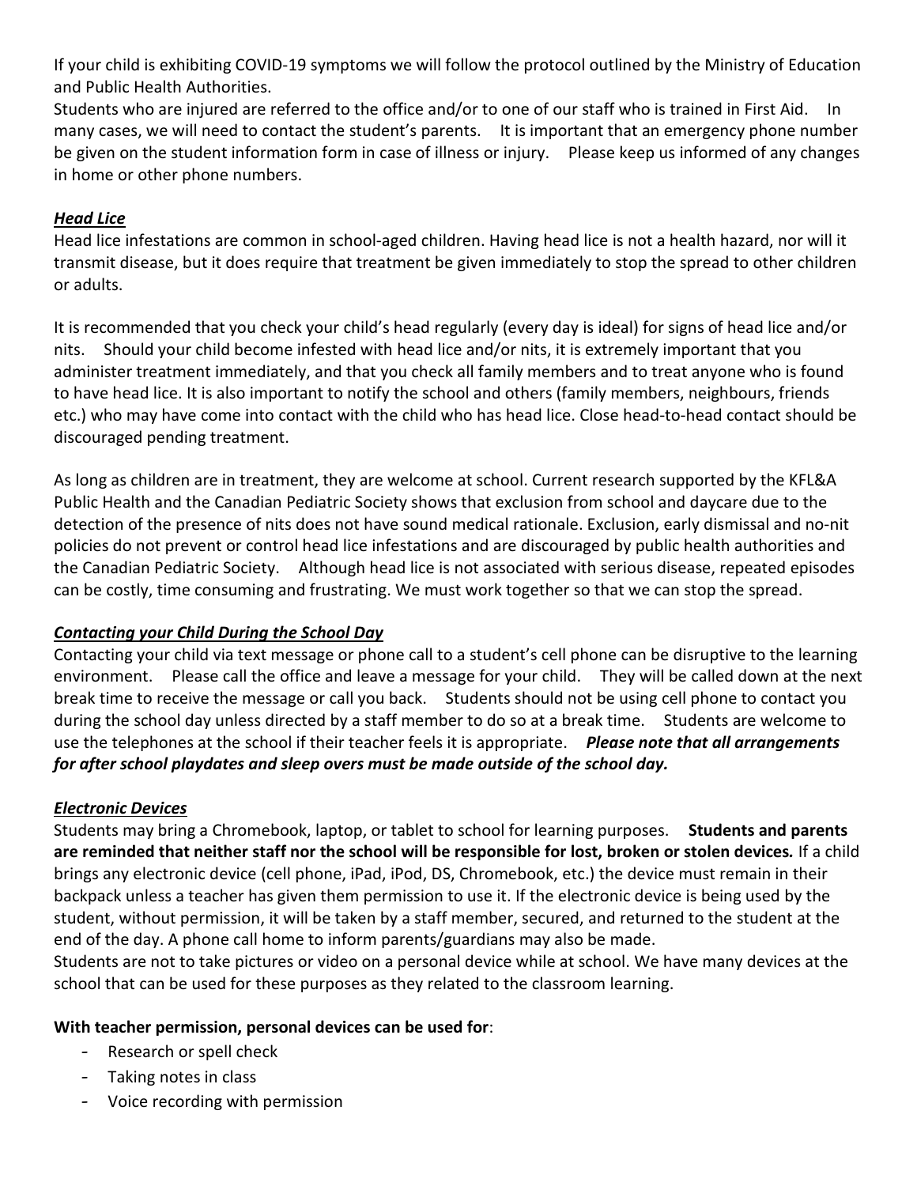If your child is exhibiting COVID-19 symptoms we will follow the protocol outlined by the Ministry of Education and Public Health Authorities.

Students who are injured are referred to the office and/or to one of our staff who is trained in First Aid. In many cases, we will need to contact the student's parents. It is important that an emergency phone number be given on the student information form in case of illness or injury. Please keep us informed of any changes in home or other phone numbers.

### ***Head Lice***

Head lice infestations are common in school-aged children. Having head lice is not a health hazard, nor will it transmit disease, but it does require that treatment be given immediately to stop the spread to other children or adults.

It is recommended that you check your child's head regularly (every day is ideal) for signs of head lice and/or nits. Should your child become infested with head lice and/or nits, it is extremely important that you administer treatment immediately, and that you check all family members and to treat anyone who is found to have head lice. It is also important to notify the school and others (family members, neighbours, friends etc.) who may have come into contact with the child who has head lice. Close head-to-head contact should be discouraged pending treatment.

As long as children are in treatment, they are welcome at school. Current research supported by the KFL&A Public Health and the Canadian Pediatric Society shows that exclusion from school and daycare due to the detection of the presence of nits does not have sound medical rationale. Exclusion, early dismissal and no-nit policies do not prevent or control head lice infestations and are discouraged by public health authorities and the Canadian Pediatric Society. Although head lice is not associated with serious disease, repeated episodes can be costly, time consuming and frustrating. We must work together so that we can stop the spread.

### ***Contacting your Child During the School Day***

Contacting your child via text message or phone call to a student's cell phone can be disruptive to the learning environment. Please call the office and leave a message for your child. They will be called down at the next break time to receive the message or call you back. Students should not be using cell phone to contact you during the school day unless directed by a staff member to do so at a break time. Students are welcome to use the telephones at the school if their teacher feels it is appropriate. ***Please note that all arrangements for after school playdates and sleep overs must be made outside of the school day.***

### ***Electronic Devices***

Students may bring a Chromebook, laptop, or tablet to school for learning purposes. **Students and parents are reminded that neither staff nor the school will be responsible for lost, broken or stolen devices*.*** If a child brings any electronic device (cell phone, iPad, iPod, DS, Chromebook, etc.) the device must remain in their backpack unless a teacher has given them permission to use it. If the electronic device is being used by the student, without permission, it will be taken by a staff member, secured, and returned to the student at the end of the day. A phone call home to inform parents/guardians may also be made.

Students are not to take pictures or video on a personal device while at school. We have many devices at the school that can be used for these purposes as they related to the classroom learning.

**With teacher permission, personal devices can be used for**:

- Research or spell check
- Taking notes in class
- Voice recording with permission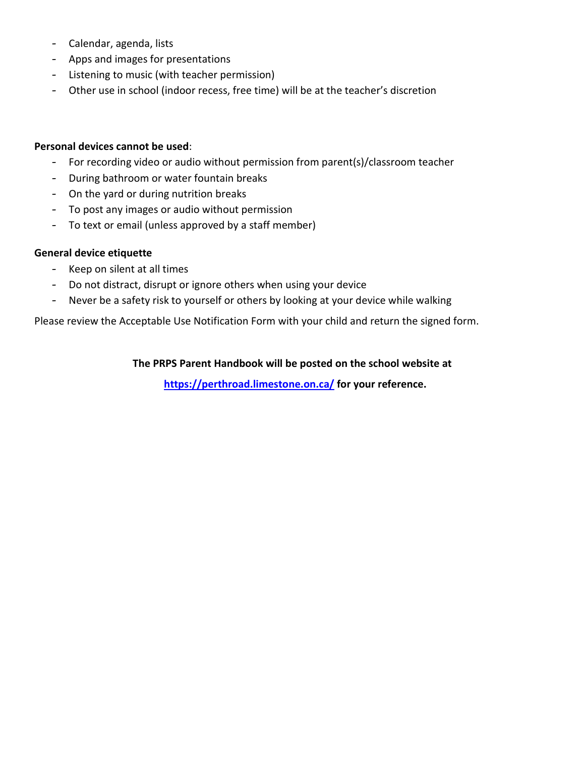- Calendar, agenda, lists
- Apps and images for presentations
- Listening to music (with teacher permission)
- Other use in school (indoor recess, free time) will be at the teacher's discretion

**Personal devices cannot be used**:

- For recording video or audio without permission from parent(s)/classroom teacher
- During bathroom or water fountain breaks
- On the yard or during nutrition breaks
- To post any images or audio without permission
- To text or email (unless approved by a staff member)

**General device etiquette**

- Keep on silent at all times
- Do not distract, disrupt or ignore others when using your device
- Never be a safety risk to yourself or others by looking at your device while walking

Please review the Acceptable Use Notification Form with your child and return the signed form.

**The PRPS Parent Handbook will be posted on the school website at**

**[https://perthroad.limestone.on.ca/](https://perthroad.limestone.on.ca/) for your reference.**